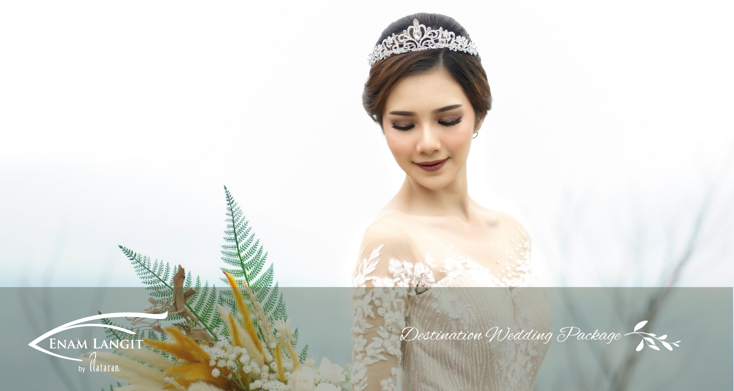ENAM LANGIT

by Nataran

# Destination Wedding Package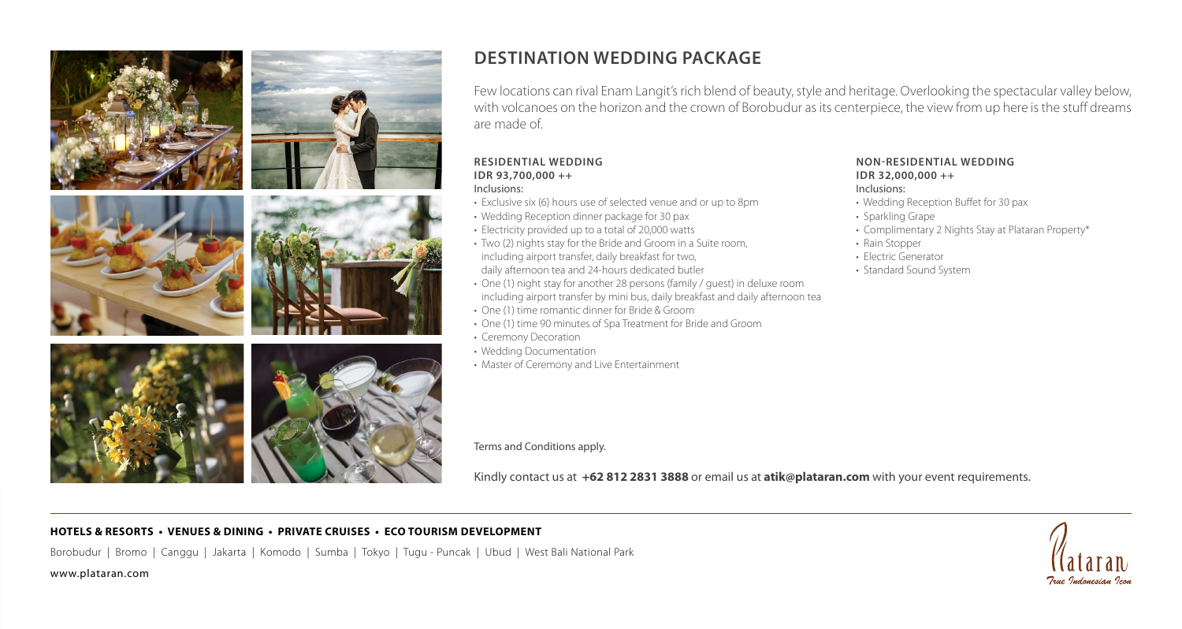# DESTINATION WEDDING PACKAGE

Few locations can rival Enam Langit's rich blend of beauty, style and heritage. Overlooking the spectacular valley below, with volcanoes on the horizon and the crown of Borobudur as its centerpiece, the view from up here is the stuff dreams are made of.

### RESIDENTIAL WEDDING

**IDR 93,700,000 ++**

Inclusions:

- Exclusive six (6) hours use of selected venue and or up to 8pm
- Wedding Reception dinner package for 30 pax
- Electricity provided up to a total of 20,000 watts
- Two (2) nights stay for the Bride and Groom in a Suite room, including airport transfer, daily breakfast for two, daily afternoon tea and 24-hours dedicated butler
- One (1) night stay for another 28 persons (family / guest) in deluxe room including airport transfer by mini bus, daily breakfast and daily afternoon tea
- One (1) time romantic dinner for Bride & Groom
- One (1) time 90 minutes of Spa Treatment for Bride and Groom
- Ceremony Decoration
- Wedding Documentation
- Master of Ceremony and Live Entertainment

### NON-RESIDENTIAL WEDDING

**IDR 32,000,000 ++**

Inclusions:

- Wedding Reception Buffet for 30 pax
- Sparkling Grape
- Complimentary 2 Nights Stay at Plataran Property*
- Rain Stopper
- Electric Generator
- Standard Sound System

Terms and Conditions apply.

Kindly contact us at **+62 812 2831 3888** or email us at **atik@plataran.com** with your event requirements.

**HOTELS & RESORTS • VENUES & DINING • PRIVATE CRUISES • ECO TOURISM DEVELOPMENT**

Borobudur | Bromo | Canggu | Jakarta | Komodo | Sumba | Tokyo | Tugu - Puncak | Ubud | West Bali National Park

www.plataran.com

Plataran
*True Indonesian Icon*